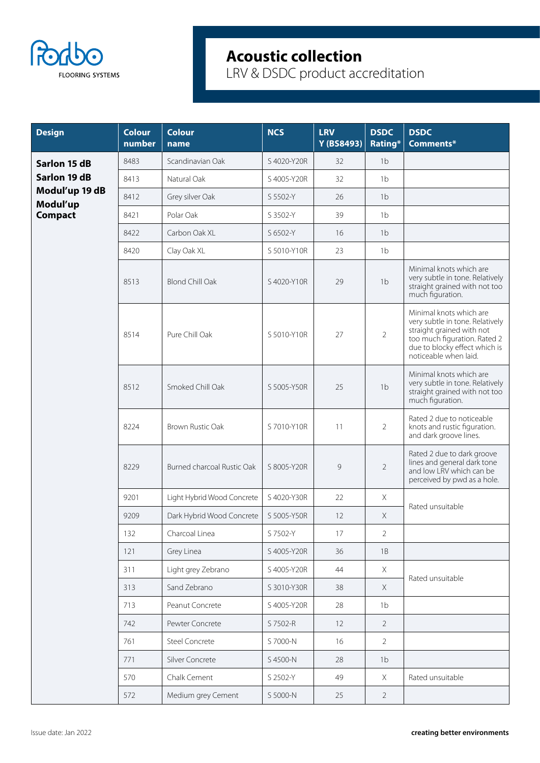# Acoustic collection

LRV & DSDC product accreditation

| Design | Colour number | Colour name | NCS | LRV Y (BS8493) | DSDC Rating* | DSDC Comments* |
|---|---|---|---|---|---|---|
| **Sarlon 15 dB Sarlon 19 dB Modul'up 19 dB Modul'up Compact** | 8483 | Scandinavian Oak | S 4020-Y20R | 32 | 1b | |
| | 8413 | Natural Oak | S 4005-Y20R | 32 | 1b | |
| | 8412 | Grey silver Oak | S 5502-Y | 26 | 1b | |
| | 8421 | Polar Oak | S 3502-Y | 39 | 1b | |
| | 8422 | Carbon Oak XL | S 6502-Y | 16 | 1b | |
| | 8420 | Clay Oak XL | S 5010-Y10R | 23 | 1b | |
| | 8513 | Blond Chill Oak | S 4020-Y10R | 29 | 1b | Minimal knots which are very subtle in tone. Relatively straight grained with not too much figuration. |
| | 8514 | Pure Chill Oak | S 5010-Y10R | 27 | 2 | Minimal knots which are very subtle in tone. Relatively straight grained with not too much figuration. Rated 2 due to blocky effect which is noticeable when laid. |
| | 8512 | Smoked Chill Oak | S 5005-Y50R | 25 | 1b | Minimal knots which are very subtle in tone. Relatively straight grained with not too much figuration. |
| | 8224 | Brown Rustic Oak | S 7010-Y10R | 11 | 2 | Rated 2 due to noticeable knots and rustic figuration. and dark groove lines. |
| | 8229 | Burned charcoal Rustic Oak | S 8005-Y20R | 9 | 2 | Rated 2 due to dark groove lines and general dark tone and low LRV which can be perceived by pwd as a hole. |
| | 9201 | Light Hybrid Wood Concrete | S 4020-Y30R | 22 | X | Rated unsuitable |
| | 9209 | Dark Hybrid Wood Concrete | S 5005-Y50R | 12 | X | |
| | 132 | Charcoal Linea | S 7502-Y | 17 | 2 | |
| | 121 | Grey Linea | S 4005-Y20R | 36 | 1B | |
| | 311 | Light grey Zebrano | S 4005-Y20R | 44 | X | Rated unsuitable |
| | 313 | Sand Zebrano | S 3010-Y30R | 38 | X | |
| | 713 | Peanut Concrete | S 4005-Y20R | 28 | 1b | |
| | 742 | Pewter Concrete | S 7502-R | 12 | 2 | |
| | 761 | Steel Concrete | S 7000-N | 16 | 2 | |
| | 771 | Silver Concrete | S 4500-N | 28 | 1b | |
| | 570 | Chalk Cement | S 2502-Y | 49 | X | Rated unsuitable |
| | 572 | Medium grey Cement | S 5000-N | 25 | 2 | |

Issue date: Jan 2022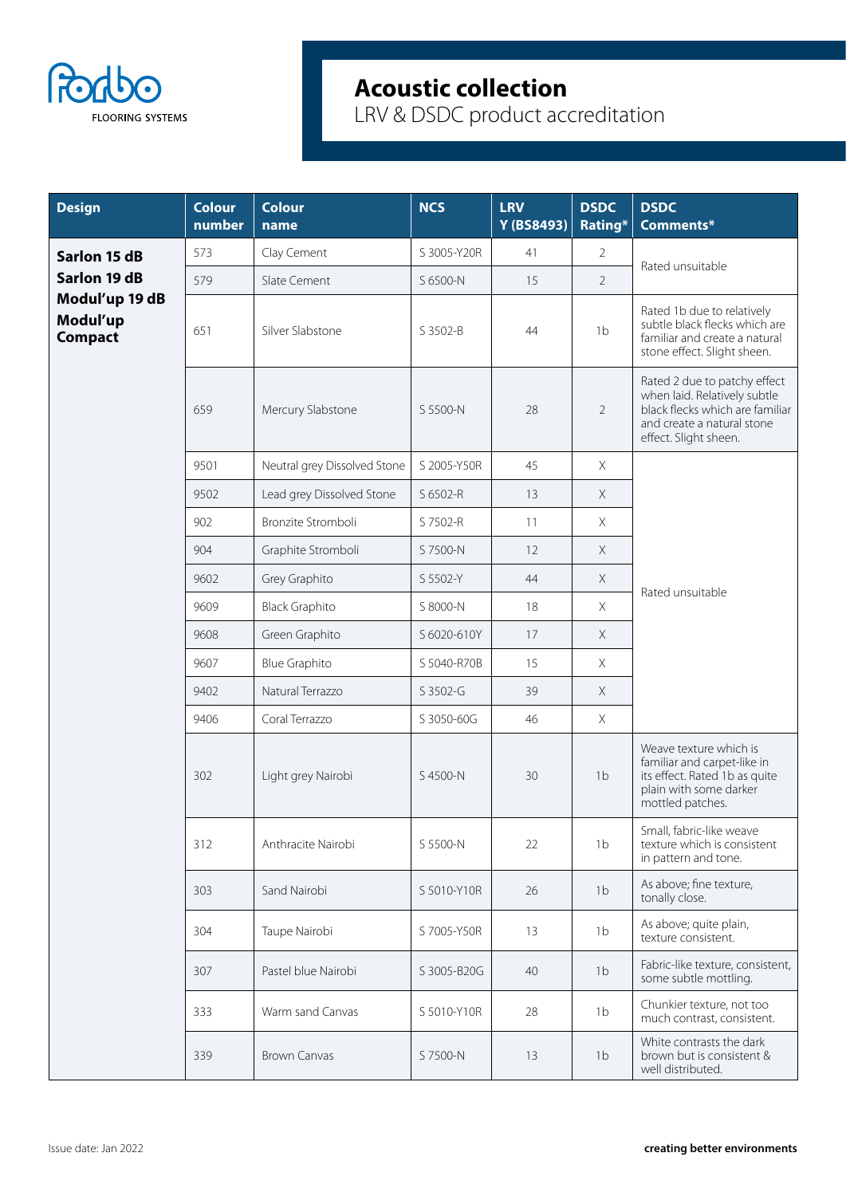# Acoustic collection

LRV & DSDC product accreditation

| Design | Colour number | Colour name | NCS | LRV Y (BS8493) | DSDC Rating* | DSDC Comments* |
|---|---|---|---|---|---|---|
| **Sarlon 15 dB Sarlon 19 dB Modul'up 19 dB Modul'up Compact** | 573 | Clay Cement | S 3005-Y20R | 41 | 2 | Rated unsuitable |
| | 579 | Slate Cement | S 6500-N | 15 | 2 | |
| | 651 | Silver Slabstone | S 3502-B | 44 | 1b | Rated 1b due to relatively subtle black flecks which are familiar and create a natural stone effect. Slight sheen. |
| | 659 | Mercury Slabstone | S 5500-N | 28 | 2 | Rated 2 due to patchy effect when laid. Relatively subtle black flecks which are familiar and create a natural stone effect. Slight sheen. |
| | 9501 | Neutral grey Dissolved Stone | S 2005-Y50R | 45 | X | Rated unsuitable |
| | 9502 | Lead grey Dissolved Stone | S 6502-R | 13 | X | |
| | 902 | Bronzite Stromboli | S 7502-R | 11 | X | |
| | 904 | Graphite Stromboli | S 7500-N | 12 | X | |
| | 9602 | Grey Graphito | S 5502-Y | 44 | X | |
| | 9609 | Black Graphito | S 8000-N | 18 | X | |
| | 9608 | Green Graphito | S 6020-610Y | 17 | X | |
| | 9607 | Blue Graphito | S 5040-R70B | 15 | X | |
| | 9402 | Natural Terrazzo | S 3502-G | 39 | X | |
| | 9406 | Coral Terrazzo | S 3050-60G | 46 | X | |
| | 302 | Light grey Nairobi | S 4500-N | 30 | 1b | Weave texture which is familiar and carpet-like in its effect. Rated 1b as quite plain with some darker mottled patches. |
| | 312 | Anthracite Nairobi | S 5500-N | 22 | 1b | Small, fabric-like weave texture which is consistent in pattern and tone. |
| | 303 | Sand Nairobi | S 5010-Y10R | 26 | 1b | As above; fine texture, tonally close. |
| | 304 | Taupe Nairobi | S 7005-Y50R | 13 | 1b | As above; quite plain, texture consistent. |
| | 307 | Pastel blue Nairobi | S 3005-B20G | 40 | 1b | Fabric-like texture, consistent, some subtle mottling. |
| | 333 | Warm sand Canvas | S 5010-Y10R | 28 | 1b | Chunkier texture, not too much contrast, consistent. |
| | 339 | Brown Canvas | S 7500-N | 13 | 1b | White contrasts the dark brown but is consistent & well distributed. |

Issue date: Jan 2022

**creating better environments**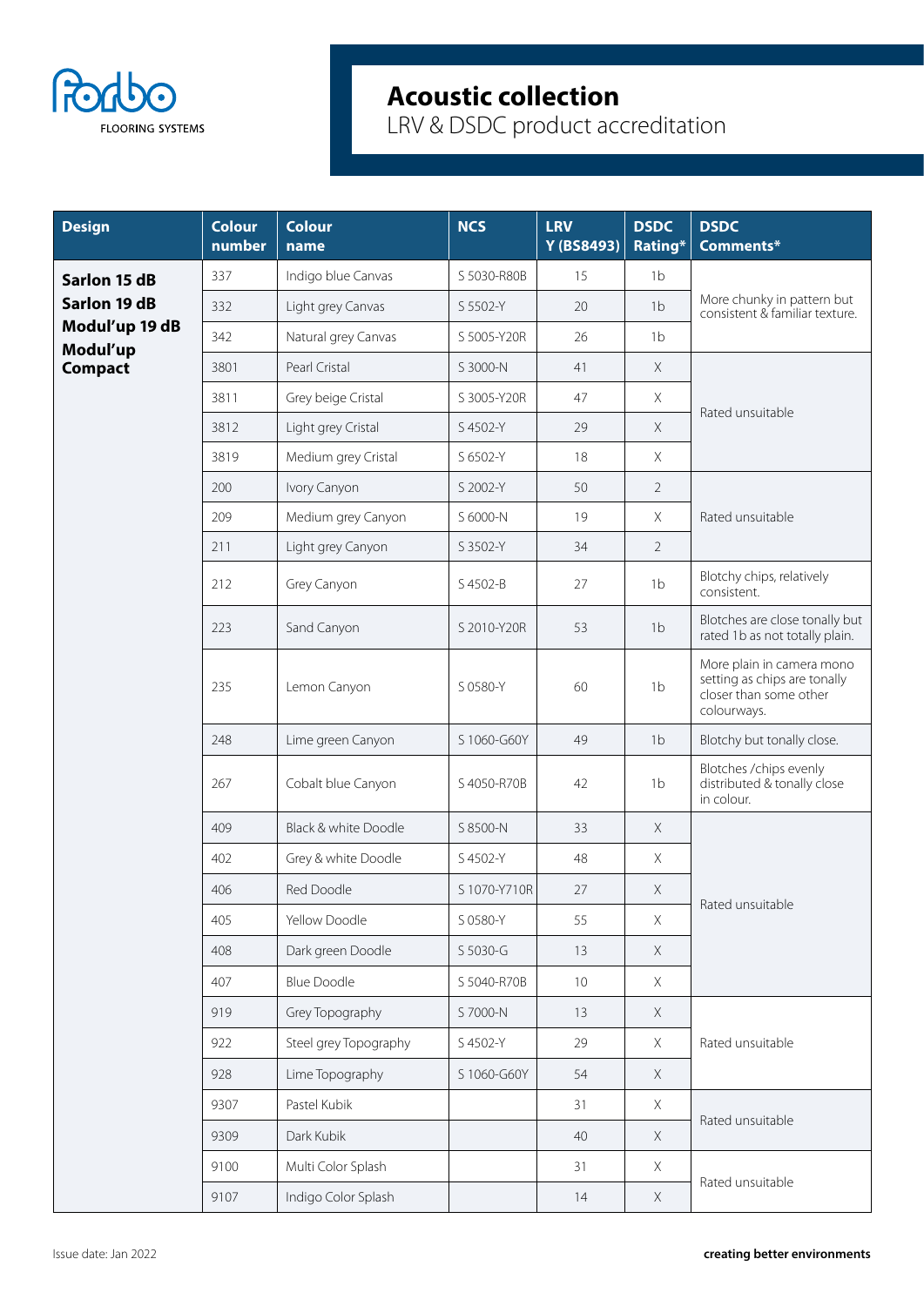# Acoustic collection

LRV & DSDC product accreditation

| Design | Colour number | Colour name | NCS | LRV Y (BS8493) | DSDC Rating* | DSDC Comments* |
|---|---|---|---|---|---|---|
| **Sarlon 15 dB Sarlon 19 dB Modul'up 19 dB Modul'up Compact** | 337 | Indigo blue Canvas | S 5030-R80B | 15 | 1b | More chunky in pattern but consistent & familiar texture. |
| | 332 | Light grey Canvas | S 5502-Y | 20 | 1b | |
| | 342 | Natural grey Canvas | S 5005-Y20R | 26 | 1b | |
| | 3801 | Pearl Cristal | S 3000-N | 41 | X | Rated unsuitable |
| | 3811 | Grey beige Cristal | S 3005-Y20R | 47 | X | |
| | 3812 | Light grey Cristal | S 4502-Y | 29 | X | |
| | 3819 | Medium grey Cristal | S 6502-Y | 18 | X | |
| | 200 | Ivory Canyon | S 2002-Y | 50 | 2 | Rated unsuitable |
| | 209 | Medium grey Canyon | S 6000-N | 19 | X | |
| | 211 | Light grey Canyon | S 3502-Y | 34 | 2 | |
| | 212 | Grey Canyon | S 4502-B | 27 | 1b | Blotchy chips, relatively consistent. |
| | 223 | Sand Canyon | S 2010-Y20R | 53 | 1b | Blotches are close tonally but rated 1b as not totally plain. |
| | 235 | Lemon Canyon | S 0580-Y | 60 | 1b | More plain in camera mono setting as chips are tonally closer than some other colourways. |
| | 248 | Lime green Canyon | S 1060-G60Y | 49 | 1b | Blotchy but tonally close. |
| | 267 | Cobalt blue Canyon | S 4050-R70B | 42 | 1b | Blotches /chips evenly distributed & tonally close in colour. |
| | 409 | Black & white Doodle | S 8500-N | 33 | X | Rated unsuitable |
| | 402 | Grey & white Doodle | S 4502-Y | 48 | X | |
| | 406 | Red Doodle | S 1070-Y710R | 27 | X | |
| | 405 | Yellow Doodle | S 0580-Y | 55 | X | |
| | 408 | Dark green Doodle | S 5030-G | 13 | X | |
| | 407 | Blue Doodle | S 5040-R70B | 10 | X | |
| | 919 | Grey Topography | S 7000-N | 13 | X | Rated unsuitable |
| | 922 | Steel grey Topography | S 4502-Y | 29 | X | |
| | 928 | Lime Topography | S 1060-G60Y | 54 | X | |
| | 9307 | Pastel Kubik | | 31 | X | Rated unsuitable |
| | 9309 | Dark Kubik | | 40 | X | |
| | 9100 | Multi Color Splash | | 31 | X | Rated unsuitable |
| | 9107 | Indigo Color Splash | | 14 | X | |

Issue date: Jan 2022

**creating better environments**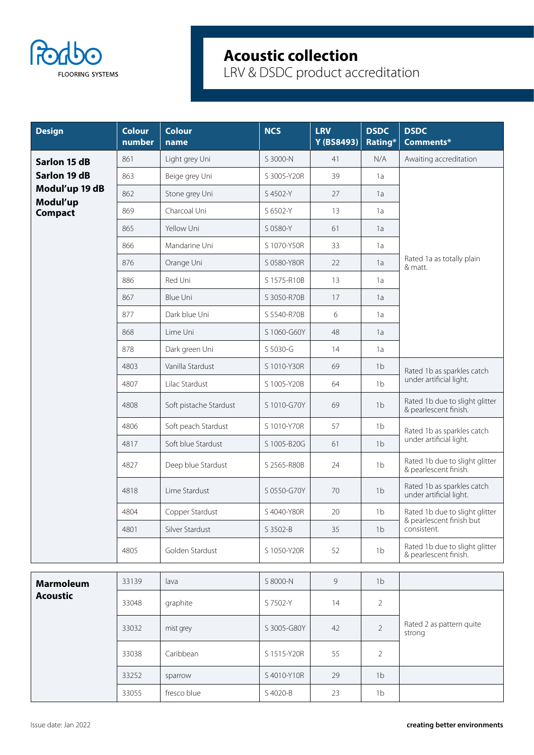# Acoustic collection

LRV & DSDC product accreditation

| Design | Colour number | Colour name | NCS | LRV Y (BS8493) | DSDC Rating* | DSDC Comments* |
|---|---|---|---|---|---|---|
| **Sarlon 15 dB** **Sarlon 19 dB** **Modul'up 19 dB** **Modul'up Compact** | 861 | Light grey Uni | S 3000-N | 41 | N/A | Awaiting accreditation |
| | 863 | Beige grey Uni | S 3005-Y20R | 39 | 1a | Rated 1a as totally plain & matt. |
| | 862 | Stone grey Uni | S 4502-Y | 27 | 1a | |
| | 869 | Charcoal Uni | S 6502-Y | 13 | 1a | |
| | 865 | Yellow Uni | S 0580-Y | 61 | 1a | |
| | 866 | Mandarine Uni | S 1070-Y50R | 33 | 1a | |
| | 876 | Orange Uni | S 0580-Y80R | 22 | 1a | |
| | 886 | Red Uni | S 1575-R10B | 13 | 1a | |
| | 867 | Blue Uni | S 3050-R70B | 17 | 1a | |
| | 877 | Dark blue Uni | S 5540-R70B | 6 | 1a | |
| | 868 | Lime Uni | S 1060-G60Y | 48 | 1a | |
| | 878 | Dark green Uni | S 5030-G | 14 | 1a | |
| | 4803 | Vanilla Stardust | S 1010-Y30R | 69 | 1b | Rated 1b as sparkles catch under artificial light. |
| | 4807 | Lilac Stardust | S 1005-Y20B | 64 | 1b | |
| | 4808 | Soft pistache Stardust | S 1010-G70Y | 69 | 1b | Rated 1b due to slight glitter & pearlescent finish. |
| | 4806 | Soft peach Stardust | S 1010-Y70R | 57 | 1b | Rated 1b as sparkles catch under artificial light. |
| | 4817 | Soft blue Stardust | S 1005-B20G | 61 | 1b | |
| | 4827 | Deep blue Stardust | S 2565-R80B | 24 | 1b | Rated 1b due to slight glitter & pearlescent finish. |
| | 4818 | Lime Stardust | S 0550-G70Y | 70 | 1b | Rated 1b as sparkles catch under artificial light. |
| | 4804 | Copper Stardust | S 4040-Y80R | 20 | 1b | Rated 1b due to slight glitter & pearlescent finish but consistent. |
| | 4801 | Silver Stardust | S 3502-B | 35 | 1b | |
| | 4805 | Golden Stardust | S 1050-Y20R | 52 | 1b | Rated 1b due to slight glitter & pearlescent finish. |
| **Marmoleum Acoustic** | 33139 | lava | S 8000-N | 9 | 1b | |
| | 33048 | graphite | S 7502-Y | 14 | 2 | Rated 2 as pattern quite strong |
| | 33032 | mist grey | S 3005-G80Y | 42 | 2 | |
| | 33038 | Caribbean | S 1515-Y20R | 55 | 2 | |
| | 33252 | sparrow | S 4010-Y10R | 29 | 1b | |
| | 33055 | fresco blue | S 4020-B | 23 | 1b | |

Issue date: Jan 2022

**creating better environments**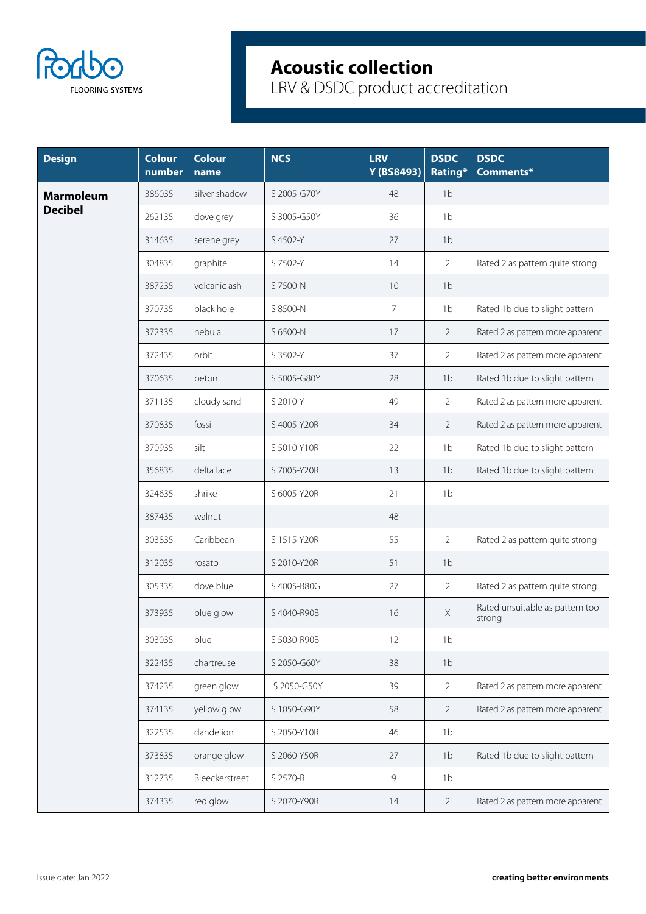# Acoustic collection

LRV & DSDC product accreditation

| Design | Colour number | Colour name | NCS | LRV Y (BS8493) | DSDC Rating* | DSDC Comments* |
|---|---|---|---|---|---|---|
| **Marmoleum Decibel** | 386035 | silver shadow | S 2005-G70Y | 48 | 1b | |
| | 262135 | dove grey | S 3005-G50Y | 36 | 1b | |
| | 314635 | serene grey | S 4502-Y | 27 | 1b | |
| | 304835 | graphite | S 7502-Y | 14 | 2 | Rated 2 as pattern quite strong |
| | 387235 | volcanic ash | S 7500-N | 10 | 1b | |
| | 370735 | black hole | S 8500-N | 7 | 1b | Rated 1b due to slight pattern |
| | 372335 | nebula | S 6500-N | 17 | 2 | Rated 2 as pattern more apparent |
| | 372435 | orbit | S 3502-Y | 37 | 2 | Rated 2 as pattern more apparent |
| | 370635 | beton | S 5005-G80Y | 28 | 1b | Rated 1b due to slight pattern |
| | 371135 | cloudy sand | S 2010-Y | 49 | 2 | Rated 2 as pattern more apparent |
| | 370835 | fossil | S 4005-Y20R | 34 | 2 | Rated 2 as pattern more apparent |
| | 370935 | silt | S 5010-Y10R | 22 | 1b | Rated 1b due to slight pattern |
| | 356835 | delta lace | S 7005-Y20R | 13 | 1b | Rated 1b due to slight pattern |
| | 324635 | shrike | S 6005-Y20R | 21 | 1b | |
| | 387435 | walnut | | 48 | | |
| | 303835 | Caribbean | S 1515-Y20R | 55 | 2 | Rated 2 as pattern quite strong |
| | 312035 | rosato | S 2010-Y20R | 51 | 1b | |
| | 305335 | dove blue | S 4005-B80G | 27 | 2 | Rated 2 as pattern quite strong |
| | 373935 | blue glow | S 4040-R90B | 16 | X | Rated unsuitable as pattern too strong |
| | 303035 | blue | S 5030-R90B | 12 | 1b | |
| | 322435 | chartreuse | S 2050-G60Y | 38 | 1b | |
| | 374235 | green glow | S 2050-G50Y | 39 | 2 | Rated 2 as pattern more apparent |
| | 374135 | yellow glow | S 1050-G90Y | 58 | 2 | Rated 2 as pattern more apparent |
| | 322535 | dandelion | S 2050-Y10R | 46 | 1b | |
| | 373835 | orange glow | S 2060-Y50R | 27 | 1b | Rated 1b due to slight pattern |
| | 312735 | Bleeckerstreet | S 2570-R | 9 | 1b | |
| | 374335 | red glow | S 2070-Y90R | 14 | 2 | Rated 2 as pattern more apparent |

Issue date: Jan 2022

**creating better environments**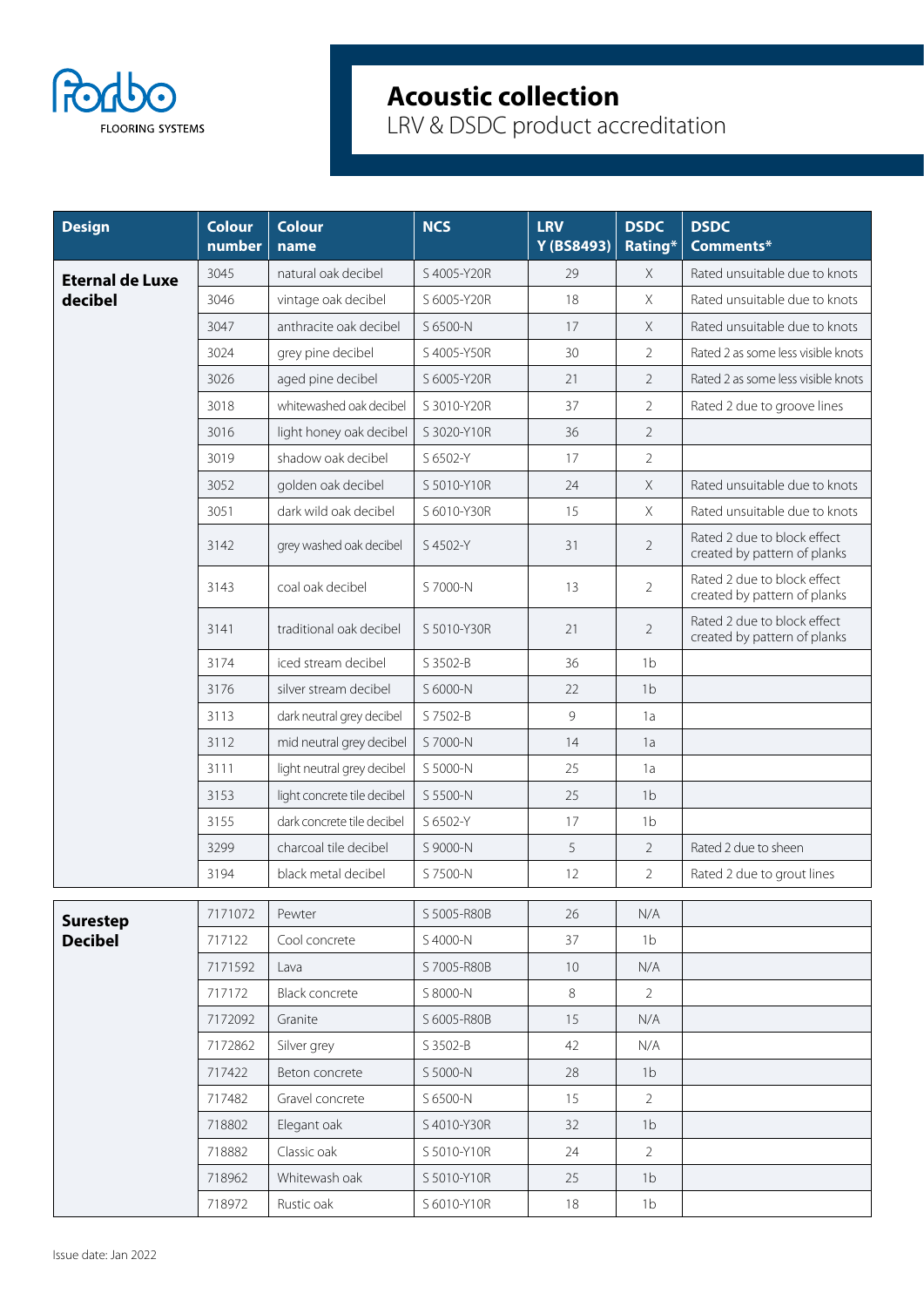Forbo FLOORING SYSTEMS

# Acoustic collection

## LRV & DSDC product accreditation

| Design | Colour number | Colour name | NCS | LRV Y (BS8493) | DSDC Rating* | DSDC Comments* |
|---|---|---|---|---|---|---|
| **Eternal de Luxe decibel** | 3045 | natural oak decibel | S 4005-Y20R | 29 | X | Rated unsuitable due to knots |
| | 3046 | vintage oak decibel | S 6005-Y20R | 18 | X | Rated unsuitable due to knots |
| | 3047 | anthracite oak decibel | S 6500-N | 17 | X | Rated unsuitable due to knots |
| | 3024 | grey pine decibel | S 4005-Y50R | 30 | 2 | Rated 2 as some less visible knots |
| | 3026 | aged pine decibel | S 6005-Y20R | 21 | 2 | Rated 2 as some less visible knots |
| | 3018 | whitewashed oak decibel | S 3010-Y20R | 37 | 2 | Rated 2 due to groove lines |
| | 3016 | light honey oak decibel | S 3020-Y10R | 36 | 2 | |
| | 3019 | shadow oak decibel | S 6502-Y | 17 | 2 | |
| | 3052 | golden oak decibel | S 5010-Y10R | 24 | X | Rated unsuitable due to knots |
| | 3051 | dark wild oak decibel | S 6010-Y30R | 15 | X | Rated unsuitable due to knots |
| | 3142 | grey washed oak decibel | S 4502-Y | 31 | 2 | Rated 2 due to block effect created by pattern of planks |
| | 3143 | coal oak decibel | S 7000-N | 13 | 2 | Rated 2 due to block effect created by pattern of planks |
| | 3141 | traditional oak decibel | S 5010-Y30R | 21 | 2 | Rated 2 due to block effect created by pattern of planks |
| | 3174 | iced stream decibel | S 3502-B | 36 | 1b | |
| | 3176 | silver stream decibel | S 6000-N | 22 | 1b | |
| | 3113 | dark neutral grey decibel | S 7502-B | 9 | 1a | |
| | 3112 | mid neutral grey decibel | S 7000-N | 14 | 1a | |
| | 3111 | light neutral grey decibel | S 5000-N | 25 | 1a | |
| | 3153 | light concrete tile decibel | S 5500-N | 25 | 1b | |
| | 3155 | dark concrete tile decibel | S 6502-Y | 17 | 1b | |
| | 3299 | charcoal tile decibel | S 9000-N | 5 | 2 | Rated 2 due to sheen |
| | 3194 | black metal decibel | S 7500-N | 12 | 2 | Rated 2 due to grout lines |
| **Surestep Decibel** | 7171072 | Pewter | S 5005-R80B | 26 | N/A | |
| | 717122 | Cool concrete | S 4000-N | 37 | 1b | |
| | 7171592 | Lava | S 7005-R80B | 10 | N/A | |
| | 717172 | Black concrete | S 8000-N | 8 | 2 | |
| | 7172092 | Granite | S 6005-R80B | 15 | N/A | |
| | 7172862 | Silver grey | S 3502-B | 42 | N/A | |
| | 717422 | Beton concrete | S 5000-N | 28 | 1b | |
| | 717482 | Gravel concrete | S 6500-N | 15 | 2 | |
| | 718802 | Elegant oak | S 4010-Y30R | 32 | 1b | |
| | 718882 | Classic oak | S 5010-Y10R | 24 | 2 | |
| | 718962 | Whitewash oak | S 5010-Y10R | 25 | 1b | |
| | 718972 | Rustic oak | S 6010-Y10R | 18 | 1b | |

Issue date: Jan 2022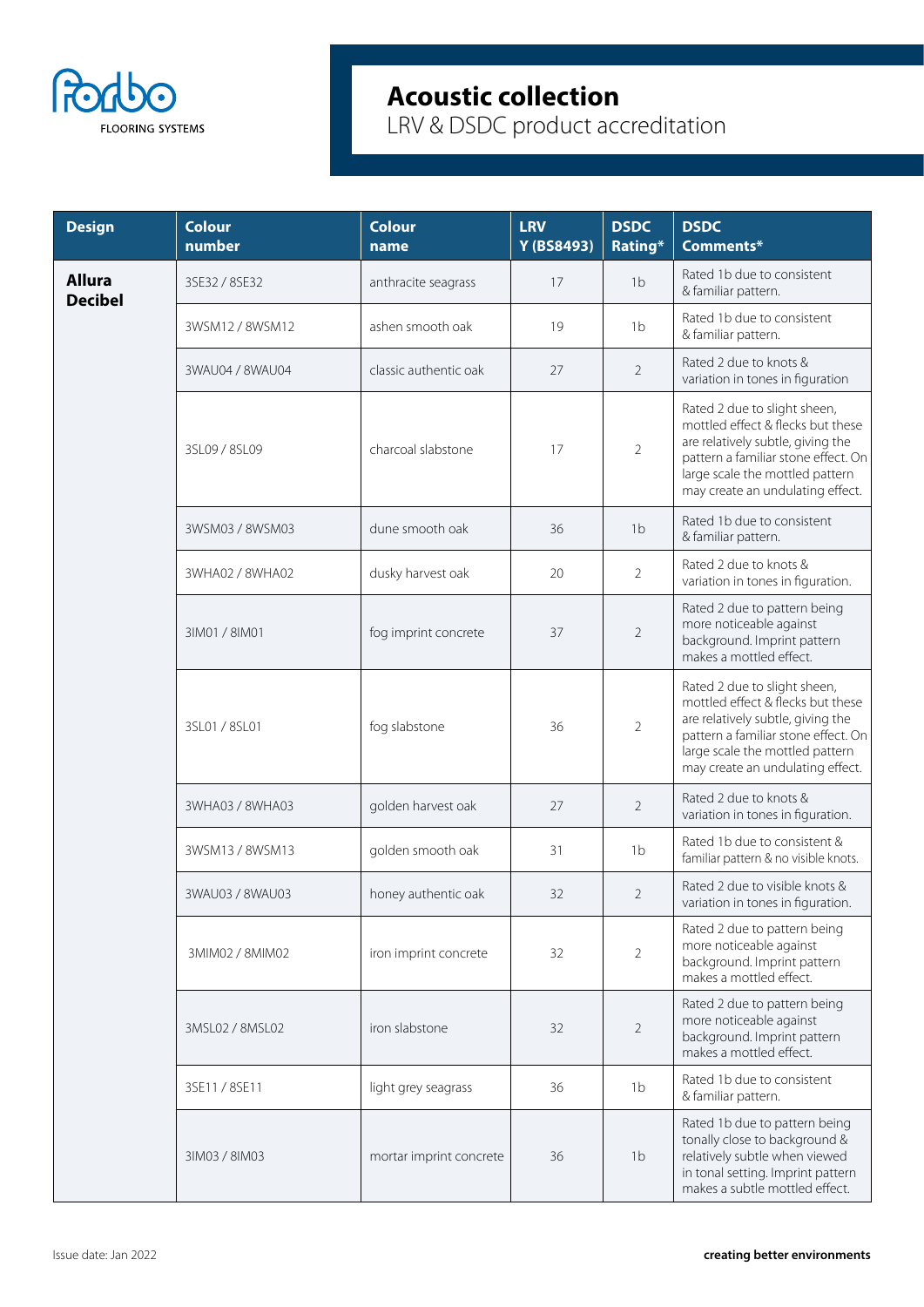forbo FLOORING SYSTEMS

# Acoustic collection

## LRV & DSDC product accreditation

| Design | Colour number | Colour name | LRV Y (BS8493) | DSDC Rating* | DSDC Comments* |
|---|---|---|---|---|---|
| **Allura Decibel** | 3SE32 / 8SE32 | anthracite seagrass | 17 | 1b | Rated 1b due to consistent & familiar pattern. |
| | 3WSM12 / 8WSM12 | ashen smooth oak | 19 | 1b | Rated 1b due to consistent & familiar pattern. |
| | 3WAU04 / 8WAU04 | classic authentic oak | 27 | 2 | Rated 2 due to knots & variation in tones in figuration |
| | 3SL09 / 8SL09 | charcoal slabstone | 17 | 2 | Rated 2 due to slight sheen, mottled effect & flecks but these are relatively subtle, giving the pattern a familiar stone effect. On large scale the mottled pattern may create an undulating effect. |
| | 3WSM03 / 8WSM03 | dune smooth oak | 36 | 1b | Rated 1b due to consistent & familiar pattern. |
| | 3WHA02 / 8WHA02 | dusky harvest oak | 20 | 2 | Rated 2 due to knots & variation in tones in figuration. |
| | 3IM01 / 8IM01 | fog imprint concrete | 37 | 2 | Rated 2 due to pattern being more noticeable against background. Imprint pattern makes a mottled effect. |
| | 3SL01 / 8SL01 | fog slabstone | 36 | 2 | Rated 2 due to slight sheen, mottled effect & flecks but these are relatively subtle, giving the pattern a familiar stone effect. On large scale the mottled pattern may create an undulating effect. |
| | 3WHA03 / 8WHA03 | golden harvest oak | 27 | 2 | Rated 2 due to knots & variation in tones in figuration. |
| | 3WSM13 / 8WSM13 | golden smooth oak | 31 | 1b | Rated 1b due to consistent & familiar pattern & no visible knots. |
| | 3WAU03 / 8WAU03 | honey authentic oak | 32 | 2 | Rated 2 due to visible knots & variation in tones in figuration. |
| | 3MIM02 / 8MIM02 | iron imprint concrete | 32 | 2 | Rated 2 due to pattern being more noticeable against background. Imprint pattern makes a mottled effect. |
| | 3MSL02 / 8MSL02 | iron slabstone | 32 | 2 | Rated 2 due to pattern being more noticeable against background. Imprint pattern makes a mottled effect. |
| | 3SE11 / 8SE11 | light grey seagrass | 36 | 1b | Rated 1b due to consistent & familiar pattern. |
| | 3IM03 / 8IM03 | mortar imprint concrete | 36 | 1b | Rated 1b due to pattern being tonally close to background & relatively subtle when viewed in tonal setting. Imprint pattern makes a subtle mottled effect. |

Issue date: Jan 2022

**creating better environments**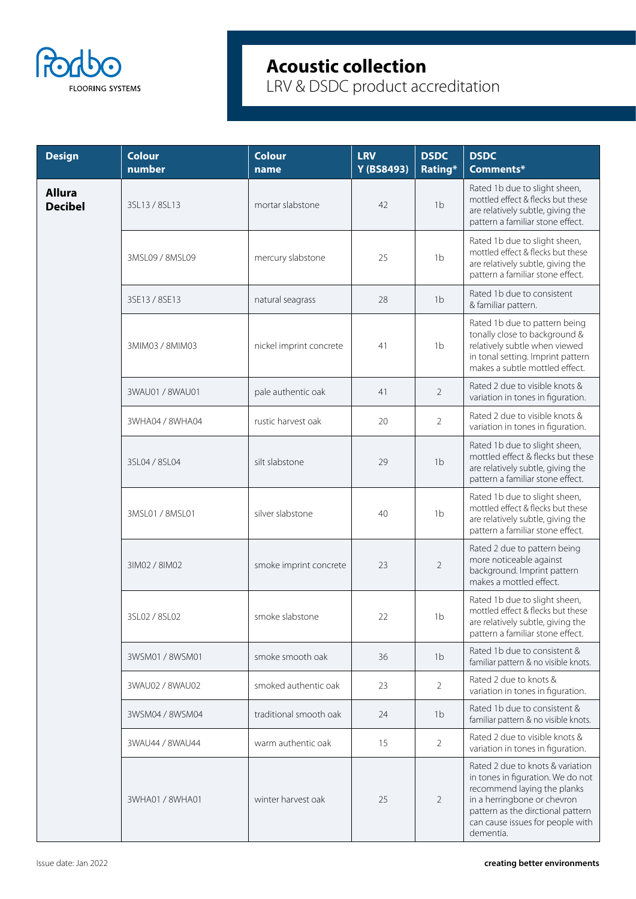# Acoustic collection

LRV & DSDC product accreditation

| Design | Colour number | Colour name | LRV Y (BS8493) | DSDC Rating* | DSDC Comments* |
|---|---|---|---|---|---|
| **Allura Decibel** | 3SL13 / 8SL13 | mortar slabstone | 42 | 1b | Rated 1b due to slight sheen, mottled effect & flecks but these are relatively subtle, giving the pattern a familiar stone effect. |
| | 3MSL09 / 8MSL09 | mercury slabstone | 25 | 1b | Rated 1b due to slight sheen, mottled effect & flecks but these are relatively subtle, giving the pattern a familiar stone effect. |
| | 3SE13 / 8SE13 | natural seagrass | 28 | 1b | Rated 1b due to consistent & familiar pattern. |
| | 3MIM03 / 8MIM03 | nickel imprint concrete | 41 | 1b | Rated 1b due to pattern being tonally close to background & relatively subtle when viewed in tonal setting. Imprint pattern makes a subtle mottled effect. |
| | 3WAU01 / 8WAU01 | pale authentic oak | 41 | 2 | Rated 2 due to visible knots & variation in tones in figuration. |
| | 3WHA04 / 8WHA04 | rustic harvest oak | 20 | 2 | Rated 2 due to visible knots & variation in tones in figuration. |
| | 3SL04 / 8SL04 | silt slabstone | 29 | 1b | Rated 1b due to slight sheen, mottled effect & flecks but these are relatively subtle, giving the pattern a familiar stone effect. |
| | 3MSL01 / 8MSL01 | silver slabstone | 40 | 1b | Rated 1b due to slight sheen, mottled effect & flecks but these are relatively subtle, giving the pattern a familiar stone effect. |
| | 3IM02 / 8IM02 | smoke imprint concrete | 23 | 2 | Rated 2 due to pattern being more noticeable against background. Imprint pattern makes a mottled effect. |
| | 3SL02 / 8SL02 | smoke slabstone | 22 | 1b | Rated 1b due to slight sheen, mottled effect & flecks but these are relatively subtle, giving the pattern a familiar stone effect. |
| | 3WSM01 / 8WSM01 | smoke smooth oak | 36 | 1b | Rated 1b due to consistent & familiar pattern & no visible knots. |
| | 3WAU02 / 8WAU02 | smoked authentic oak | 23 | 2 | Rated 2 due to knots & variation in tones in figuration. |
| | 3WSM04 / 8WSM04 | traditional smooth oak | 24 | 1b | Rated 1b due to consistent & familiar pattern & no visible knots. |
| | 3WAU44 / 8WAU44 | warm authentic oak | 15 | 2 | Rated 2 due to visible knots & variation in tones in figuration. |
| | 3WHA01 / 8WHA01 | winter harvest oak | 25 | 2 | Rated 2 due to knots & variation in tones in figuration. We do not recommend laying the planks in a herringbone or chevron pattern as the dirctional pattern can cause issues for people with dementia. |

Issue date: Jan 2022

**creating better environments**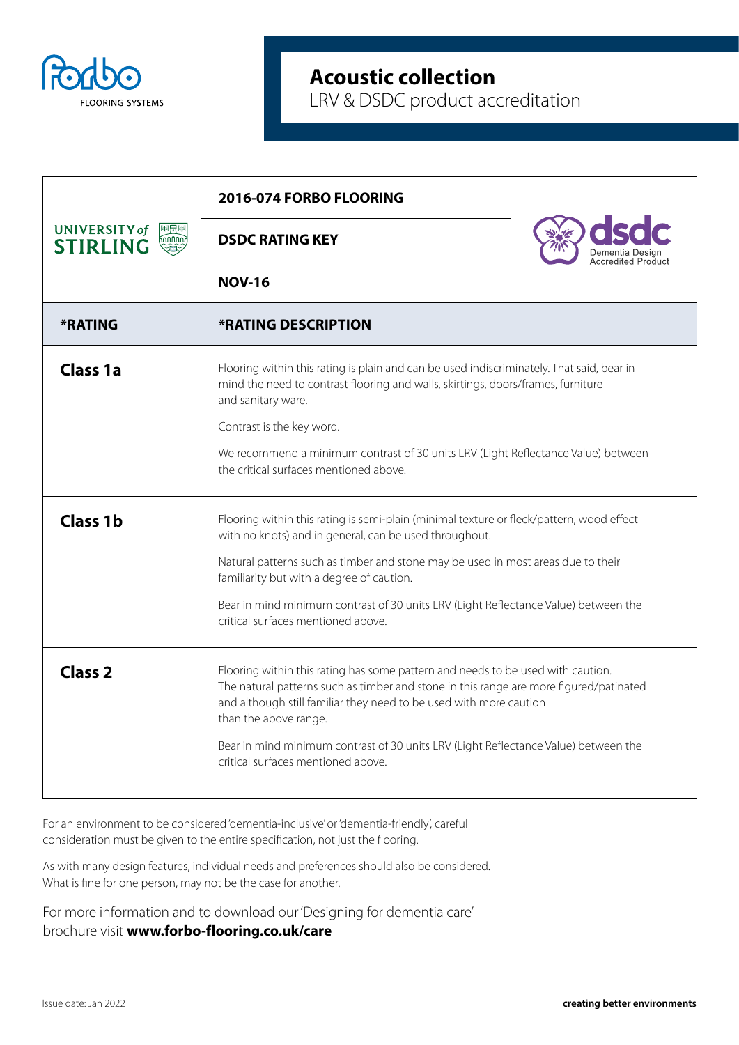# Acoustic collection

LRV & DSDC product accreditation

| UNIVERSITY of STIRLING | 2016-074 FORBO FLOORING | dsdc Dementia Design Accredited Product |
|---|---|---|
| | **DSDC RATING KEY** | |
| | **NOV-16** | |

| *RATING | *RATING DESCRIPTION |
|---|---|
| **Class 1a** | Flooring within this rating is plain and can be used indiscriminately. That said, bear in mind the need to contrast flooring and walls, skirtings, doors/frames, furniture and sanitary ware.<br><br>Contrast is the key word.<br><br>We recommend a minimum contrast of 30 units LRV (Light Reflectance Value) between the critical surfaces mentioned above. |
| **Class 1b** | Flooring within this rating is semi-plain (minimal texture or fleck/pattern, wood effect with no knots) and in general, can be used throughout.<br><br>Natural patterns such as timber and stone may be used in most areas due to their familiarity but with a degree of caution.<br><br>Bear in mind minimum contrast of 30 units LRV (Light Reflectance Value) between the critical surfaces mentioned above. |
| **Class 2** | Flooring within this rating has some pattern and needs to be used with caution. The natural patterns such as timber and stone in this range are more figured/patinated and although still familiar they need to be used with more caution than the above range.<br><br>Bear in mind minimum contrast of 30 units LRV (Light Reflectance Value) between the critical surfaces mentioned above. |

For an environment to be considered 'dementia-inclusive' or 'dementia-friendly', careful consideration must be given to the entire specification, not just the flooring.

As with many design features, individual needs and preferences should also be considered. What is fine for one person, may not be the case for another.

For more information and to download our 'Designing for dementia care' brochure visit **www.forbo-flooring.co.uk/care**

Issue date: Jan 2022

**creating better environments**